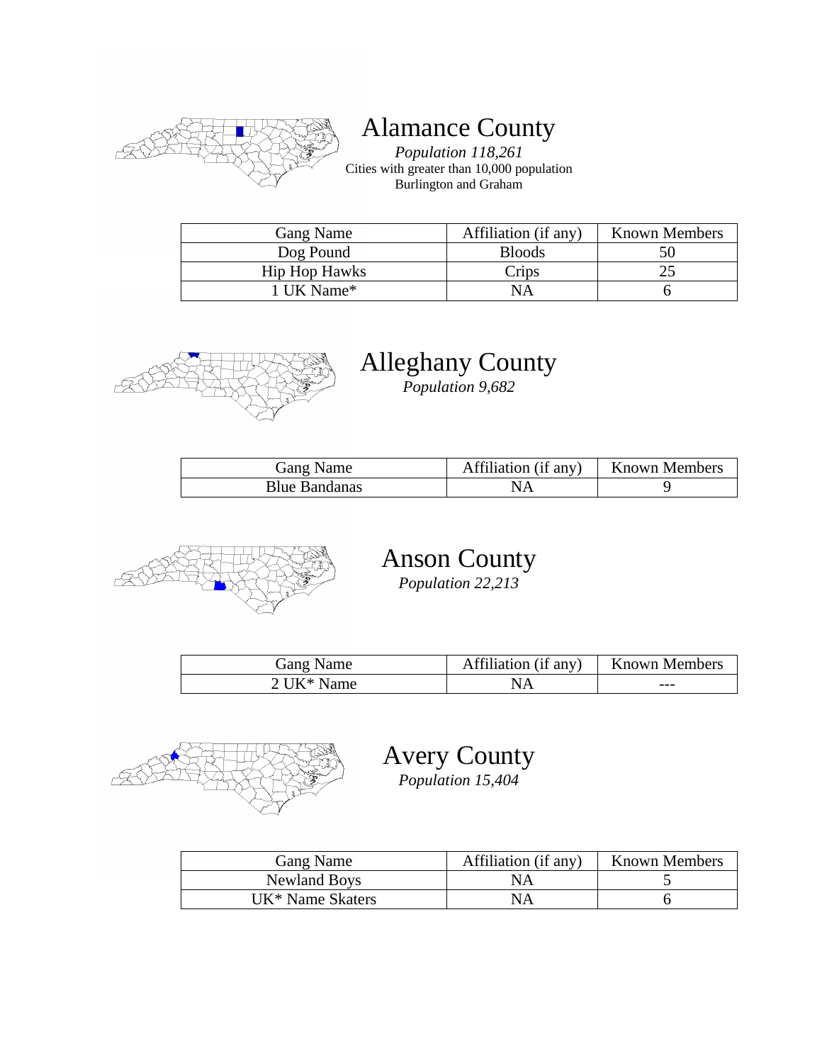# Alamance County

*Population 118,261*

Cities with greater than 10,000 population

Burlington and Graham

| Gang Name | Affiliation (if any) | Known Members |
| --- | --- | --- |
| Dog Pound | Bloods | 50 |
| Hip Hop Hawks | Crips | 25 |
| 1 UK Name* | NA | 6 |

# Alleghany County

*Population 9,682*

| Gang Name | Affiliation (if any) | Known Members |
| --- | --- | --- |
| Blue Bandanas | NA | 9 |

# Anson County

*Population 22,213*

| Gang Name | Affiliation (if any) | Known Members |
| --- | --- | --- |
| 2 UK* Name | NA | --- |

# Avery County

*Population 15,404*

| Gang Name | Affiliation (if any) | Known Members |
| --- | --- | --- |
| Newland Boys | NA | 5 |
| UK* Name Skaters | NA | 6 |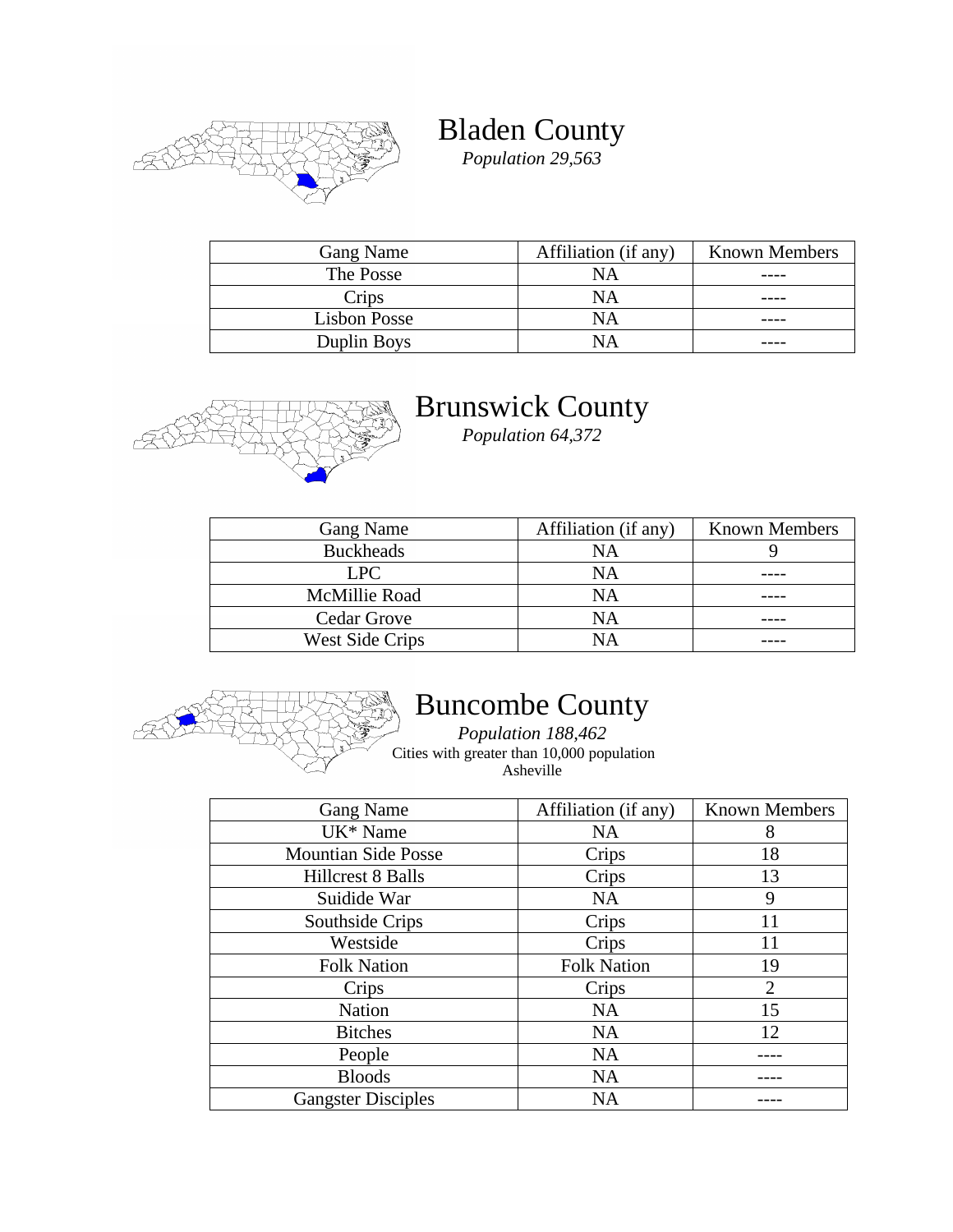# Bladen County

*Population 29,563*

| Gang Name | Affiliation (if any) | Known Members |
|---|---|---|
| The Posse | NA | ---- |
| Crips | NA | ---- |
| Lisbon Posse | NA | ---- |
| Duplin Boys | NA | ---- |

# Brunswick County

*Population 64,372*

| Gang Name | Affiliation (if any) | Known Members |
|---|---|---|
| Buckheads | NA | 9 |
| LPC | NA | ---- |
| McMillie Road | NA | ---- |
| Cedar Grove | NA | ---- |
| West Side Crips | NA | ---- |

# Buncombe County

*Population 188,462*

Cities with greater than 10,000 population
Asheville

| Gang Name | Affiliation (if any) | Known Members |
|---|---|---|
| UK* Name | NA | 8 |
| Mountian Side Posse | Crips | 18 |
| Hillcrest 8 Balls | Crips | 13 |
| Suidide War | NA | 9 |
| Southside Crips | Crips | 11 |
| Westside | Crips | 11 |
| Folk Nation | Folk Nation | 19 |
| Crips | Crips | 2 |
| Nation | NA | 15 |
| Bitches | NA | 12 |
| People | NA | ---- |
| Bloods | NA | ---- |
| Gangster Disciples | NA | ---- |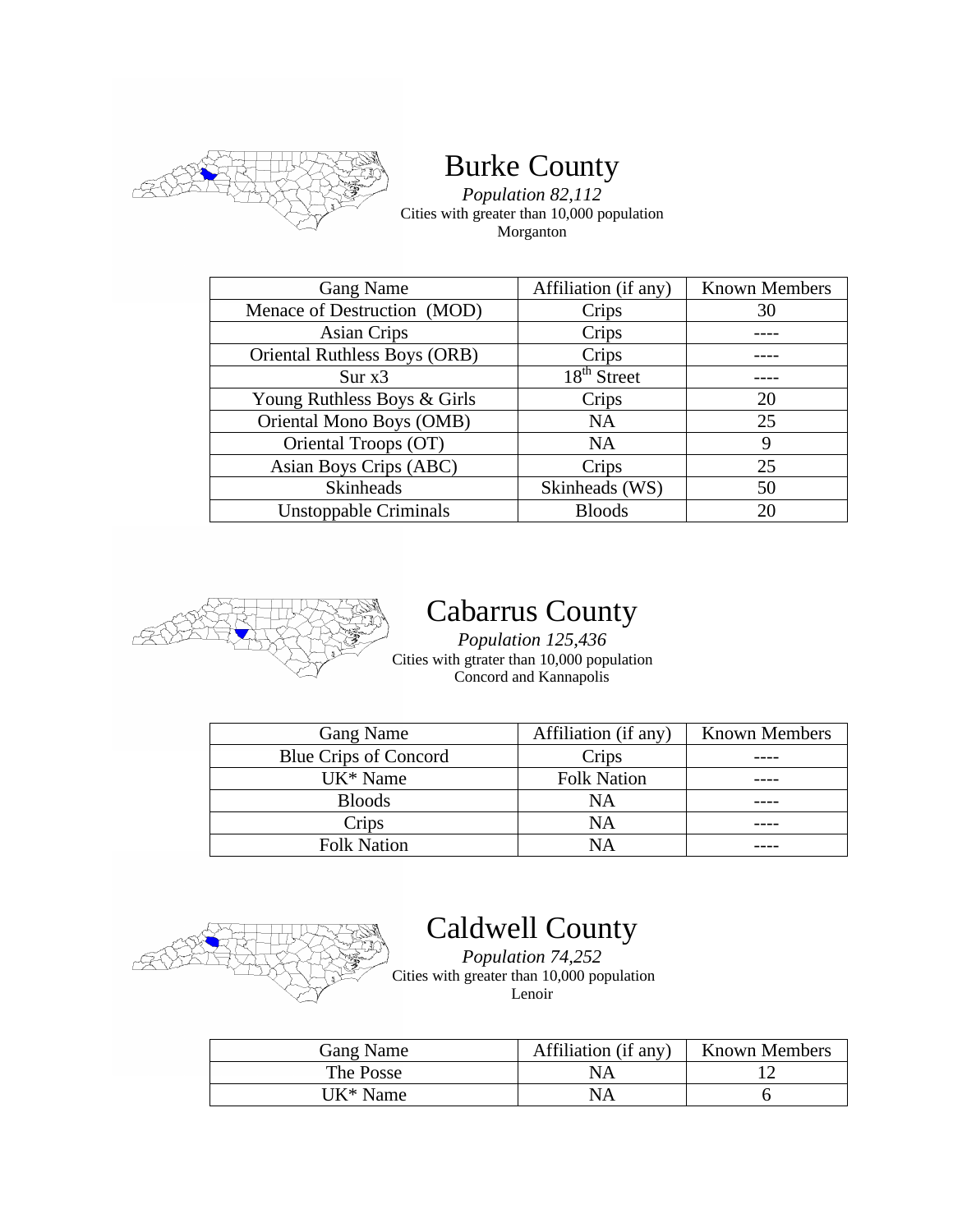## Burke County

*Population 82,112*
Cities with greater than 10,000 population
Morganton

| Gang Name | Affiliation (if any) | Known Members |
|---|---|---|
| Menace of Destruction (MOD) | Crips | 30 |
| Asian Crips | Crips | ---- |
| Oriental Ruthless Boys (ORB) | Crips | ---- |
| Sur x3 | 18th Street | ---- |
| Young Ruthless Boys & Girls | Crips | 20 |
| Oriental Mono Boys (OMB) | NA | 25 |
| Oriental Troops (OT) | NA | 9 |
| Asian Boys Crips (ABC) | Crips | 25 |
| Skinheads | Skinheads (WS) | 50 |
| Unstoppable Criminals | Bloods | 20 |

## Cabarrus County

*Population 125,436*
Cities with gtrater than 10,000 population
Concord and Kannapolis

| Gang Name | Affiliation (if any) | Known Members |
|---|---|---|
| Blue Crips of Concord | Crips | ---- |
| UK* Name | Folk Nation | ---- |
| Bloods | NA | ---- |
| Crips | NA | ---- |
| Folk Nation | NA | ---- |

## Caldwell County

*Population 74,252*
Cities with greater than 10,000 population
Lenoir

| Gang Name | Affiliation (if any) | Known Members |
|---|---|---|
| The Posse | NA | 12 |
| UK* Name | NA | 6 |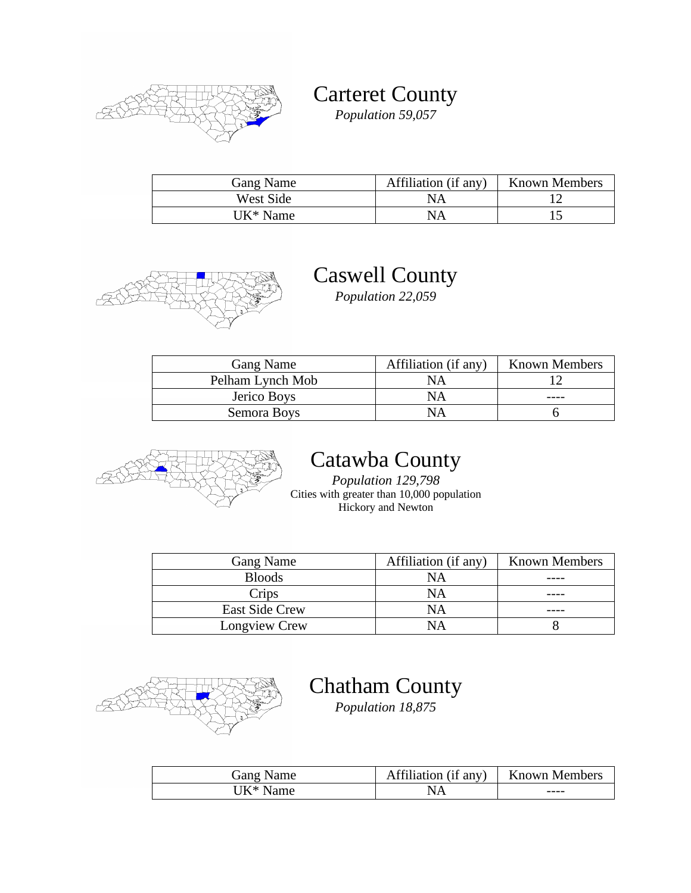## Carteret County

*Population 59,057*

| Gang Name | Affiliation (if any) | Known Members |
|---|---|---|
| West Side | NA | 12 |
| UK* Name | NA | 15 |

## Caswell County

*Population 22,059*

| Gang Name | Affiliation (if any) | Known Members |
|---|---|---|
| Pelham Lynch Mob | NA | 12 |
| Jerico Boys | NA | ---- |
| Semora Boys | NA | 6 |

## Catawba County

*Population 129,798*

Cities with greater than 10,000 population
Hickory and Newton

| Gang Name | Affiliation (if any) | Known Members |
|---|---|---|
| Bloods | NA | ---- |
| Crips | NA | ---- |
| East Side Crew | NA | ---- |
| Longview Crew | NA | 8 |

## Chatham County

*Population 18,875*

| Gang Name | Affiliation (if any) | Known Members |
|---|---|---|
| UK* Name | NA | ---- |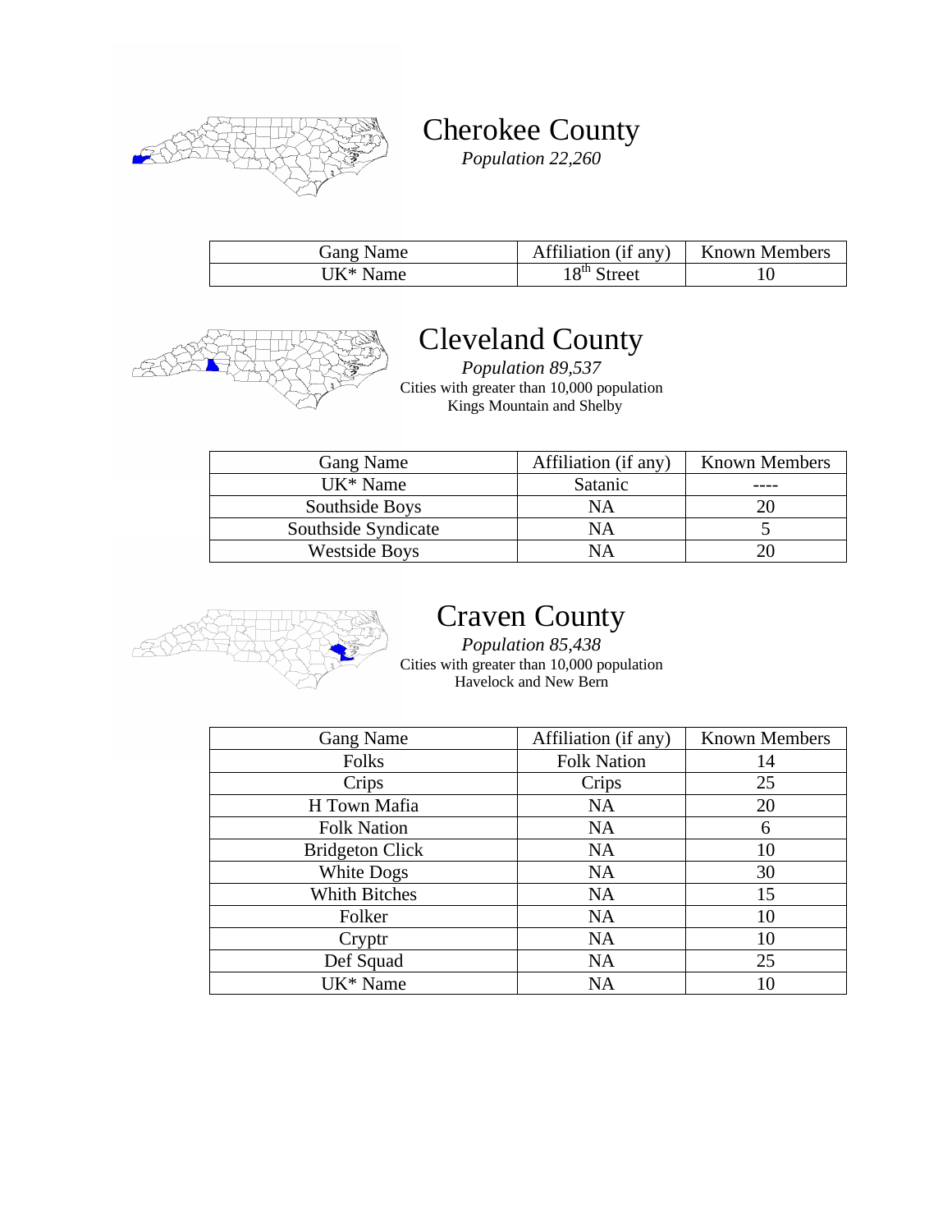# Cherokee County

*Population 22,260*

| Gang Name | Affiliation (if any) | Known Members |
|---|---|---|
| UK* Name | 18th Street | 10 |

# Cleveland County

*Population 89,537*

Cities with greater than 10,000 population
Kings Mountain and Shelby

| Gang Name | Affiliation (if any) | Known Members |
|---|---|---|
| UK* Name | Satanic | ---- |
| Southside Boys | NA | 20 |
| Southside Syndicate | NA | 5 |
| Westside Boys | NA | 20 |

# Craven County

*Population 85,438*

Cities with greater than 10,000 population
Havelock and New Bern

| Gang Name | Affiliation (if any) | Known Members |
|---|---|---|
| Folks | Folk Nation | 14 |
| Crips | Crips | 25 |
| H Town Mafia | NA | 20 |
| Folk Nation | NA | 6 |
| Bridgeton Click | NA | 10 |
| White Dogs | NA | 30 |
| Whith Bitches | NA | 15 |
| Folker | NA | 10 |
| Cryptr | NA | 10 |
| Def Squad | NA | 25 |
| UK* Name | NA | 10 |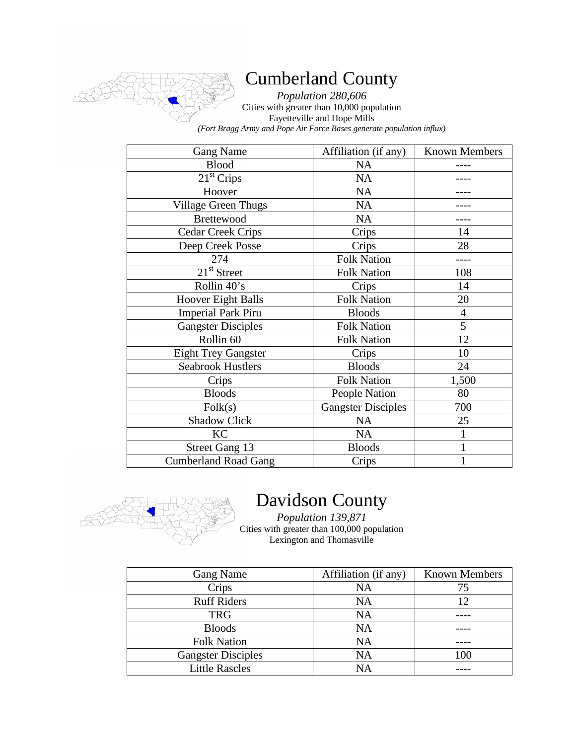# Cumberland County

*Population 280,606*
Cities with greater than 10,000 population
Fayetteville and Hope Mills
*(Fort Bragg Army and Pope Air Force Bases generate population influx)*

| Gang Name | Affiliation (if any) | Known Members |
|---|---|---|
| Blood | NA | ---- |
| 21st Crips | NA | ---- |
| Hoover | NA | ---- |
| Village Green Thugs | NA | ---- |
| Brettewood | NA | ---- |
| Cedar Creek Crips | Crips | 14 |
| Deep Creek Posse | Crips | 28 |
| 274 | Folk Nation | ---- |
| 21st Street | Folk Nation | 108 |
| Rollin 40's | Crips | 14 |
| Hoover Eight Balls | Folk Nation | 20 |
| Imperial Park Piru | Bloods | 4 |
| Gangster Disciples | Folk Nation | 5 |
| Rollin 60 | Folk Nation | 12 |
| Eight Trey Gangster | Crips | 10 |
| Seabrook Hustlers | Bloods | 24 |
| Crips | Folk Nation | 1,500 |
| Bloods | People Nation | 80 |
| Folk(s) | Gangster Disciples | 700 |
| Shadow Click | NA | 25 |
| KC | NA | 1 |
| Street Gang 13 | Bloods | 1 |
| Cumberland Road Gang | Crips | 1 |

# Davidson County

*Population 139,871*
Cities with greater than 100,000 population
Lexington and Thomasville

| Gang Name | Affiliation (if any) | Known Members |
|---|---|---|
| Crips | NA | 75 |
| Ruff Riders | NA | 12 |
| TRG | NA | ---- |
| Bloods | NA | ---- |
| Folk Nation | NA | ---- |
| Gangster Disciples | NA | 100 |
| Little Rascles | NA | ---- |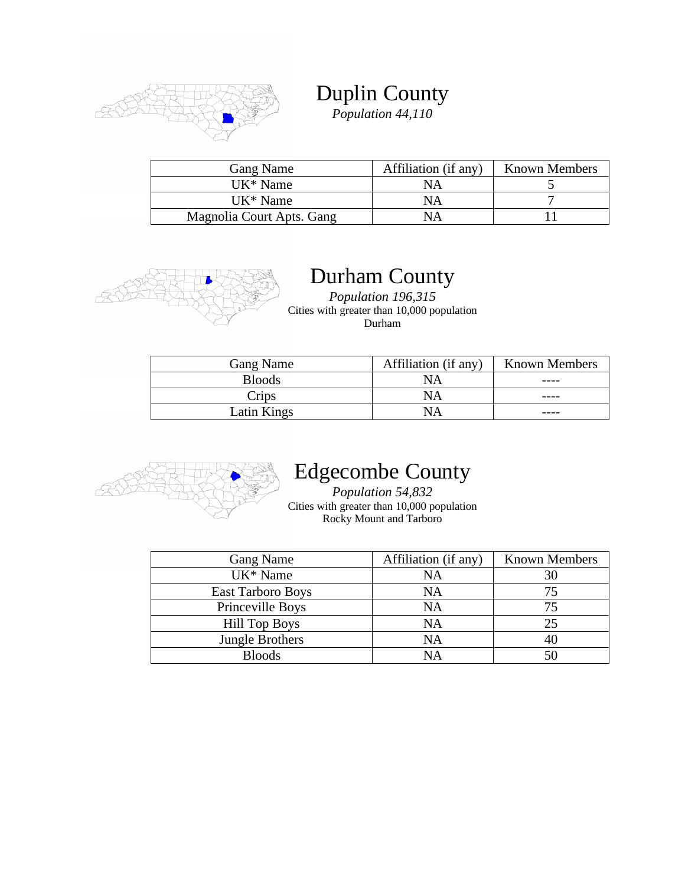# Duplin County

*Population 44,110*

| Gang Name | Affiliation (if any) | Known Members |
|---|---|---|
| UK* Name | NA | 5 |
| UK* Name | NA | 7 |
| Magnolia Court Apts. Gang | NA | 11 |

# Durham County

*Population 196,315*

Cities with greater than 10,000 population

Durham

| Gang Name | Affiliation (if any) | Known Members |
|---|---|---|
| Bloods | NA | ---- |
| Crips | NA | ---- |
| Latin Kings | NA | ---- |

# Edgecombe County

*Population 54,832*

Cities with greater than 10,000 population

Rocky Mount and Tarboro

| Gang Name | Affiliation (if any) | Known Members |
|---|---|---|
| UK* Name | NA | 30 |
| East Tarboro Boys | NA | 75 |
| Princeville Boys | NA | 75 |
| Hill Top Boys | NA | 25 |
| Jungle Brothers | NA | 40 |
| Bloods | NA | 50 |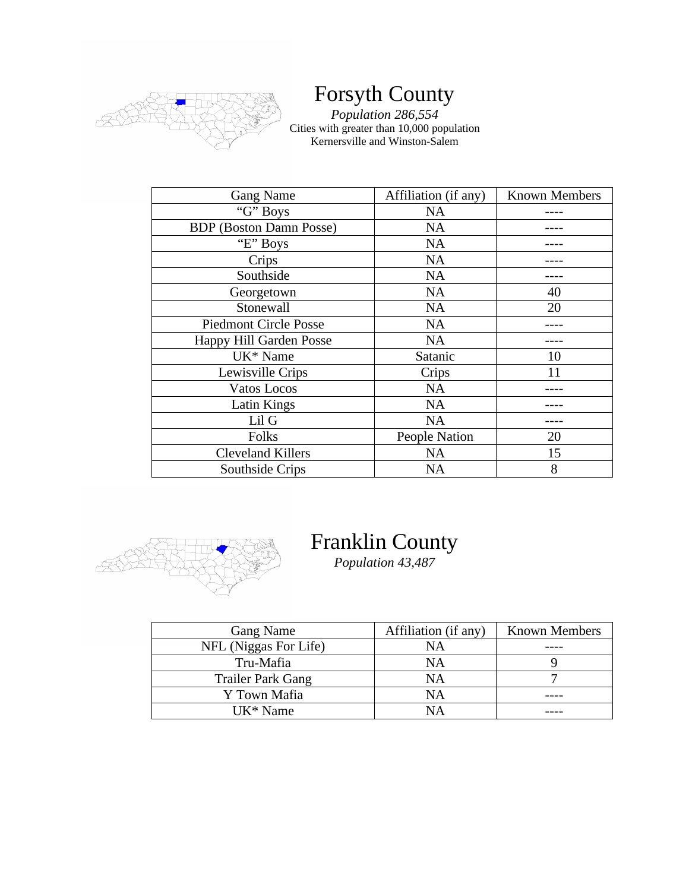# Forsyth County

*Population 286,554*

Cities with greater than 10,000 population
Kernersville and Winston-Salem

| Gang Name | Affiliation (if any) | Known Members |
|---|---|---|
| "G" Boys | NA | ---- |
| BDP (Boston Damn Posse) | NA | ---- |
| "E" Boys | NA | ---- |
| Crips | NA | ---- |
| Southside | NA | ---- |
| Georgetown | NA | 40 |
| Stonewall | NA | 20 |
| Piedmont Circle Posse | NA | ---- |
| Happy Hill Garden Posse | NA | ---- |
| UK* Name | Satanic | 10 |
| Lewisville Crips | Crips | 11 |
| Vatos Locos | NA | ---- |
| Latin Kings | NA | ---- |
| Lil G | NA | ---- |
| Folks | People Nation | 20 |
| Cleveland Killers | NA | 15 |
| Southside Crips | NA | 8 |

# Franklin County

*Population 43,487*

| Gang Name | Affiliation (if any) | Known Members |
|---|---|---|
| NFL (Niggas For Life) | NA | ---- |
| Tru-Mafia | NA | 9 |
| Trailer Park Gang | NA | 7 |
| Y Town Mafia | NA | ---- |
| UK* Name | NA | ---- |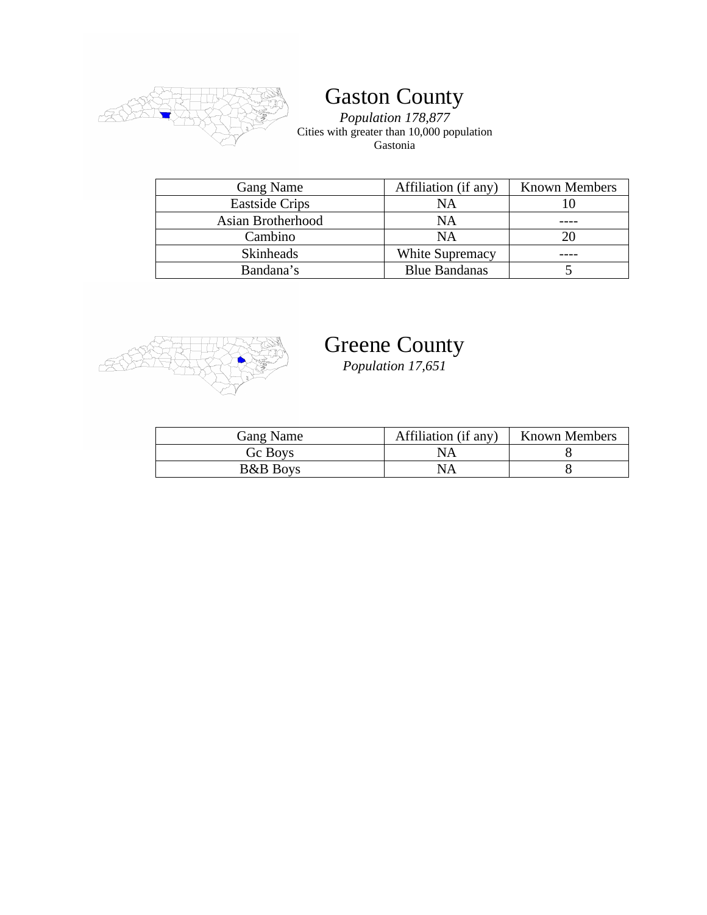# Gaston County

*Population 178,877*

Cities with greater than 10,000 population

Gastonia

| Gang Name | Affiliation (if any) | Known Members |
|---|---|---|
| Eastside Crips | NA | 10 |
| Asian Brotherhood | NA | ---- |
| Cambino | NA | 20 |
| Skinheads | White Supremacy | ---- |
| Bandana's | Blue Bandanas | 5 |

# Greene County

*Population 17,651*

| Gang Name | Affiliation (if any) | Known Members |
|---|---|---|
| Gc Boys | NA | 8 |
| B&B Boys | NA | 8 |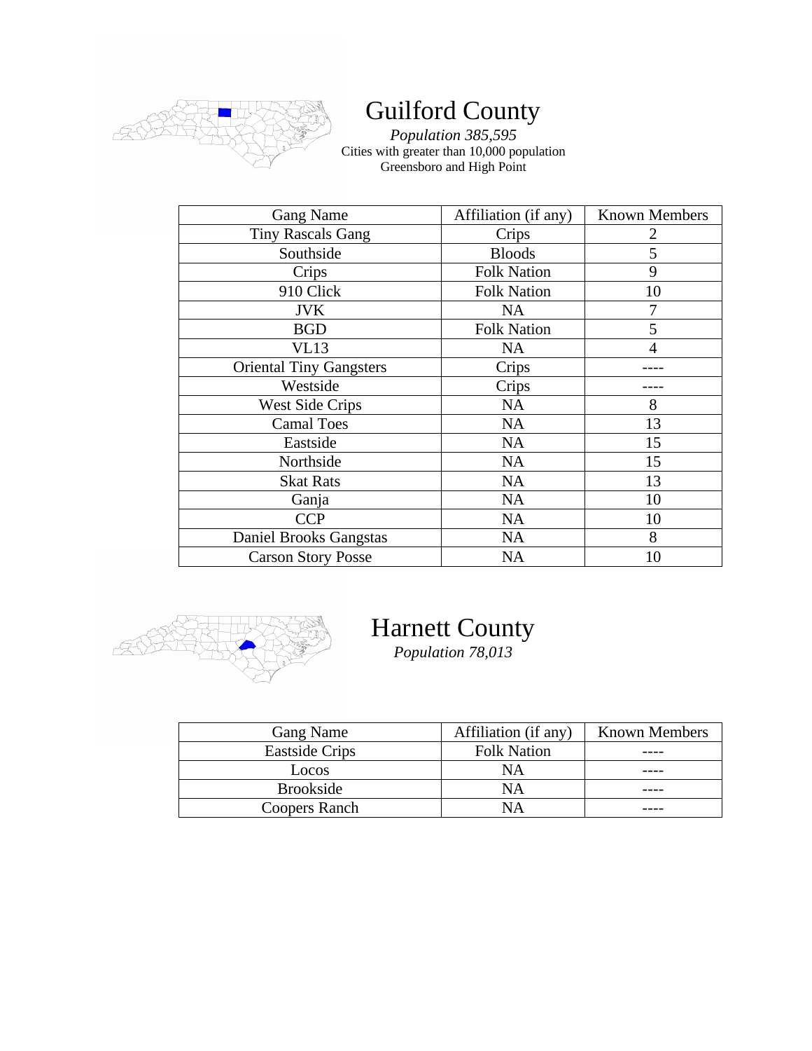# Guilford County

*Population 385,595*
Cities with greater than 10,000 population
Greensboro and High Point

| Gang Name | Affiliation (if any) | Known Members |
|---|---|---|
| Tiny Rascals Gang | Crips | 2 |
| Southside | Bloods | 5 |
| Crips | Folk Nation | 9 |
| 910 Click | Folk Nation | 10 |
| JVK | NA | 7 |
| BGD | Folk Nation | 5 |
| VL13 | NA | 4 |
| Oriental Tiny Gangsters | Crips | ---- |
| Westside | Crips | ---- |
| West Side Crips | NA | 8 |
| Camal Toes | NA | 13 |
| Eastside | NA | 15 |
| Northside | NA | 15 |
| Skat Rats | NA | 13 |
| Ganja | NA | 10 |
| CCP | NA | 10 |
| Daniel Brooks Gangstas | NA | 8 |
| Carson Story Posse | NA | 10 |

# Harnett County

*Population 78,013*

| Gang Name | Affiliation (if any) | Known Members |
|---|---|---|
| Eastside Crips | Folk Nation | ---- |
| Locos | NA | ---- |
| Brookside | NA | ---- |
| Coopers Ranch | NA | ---- |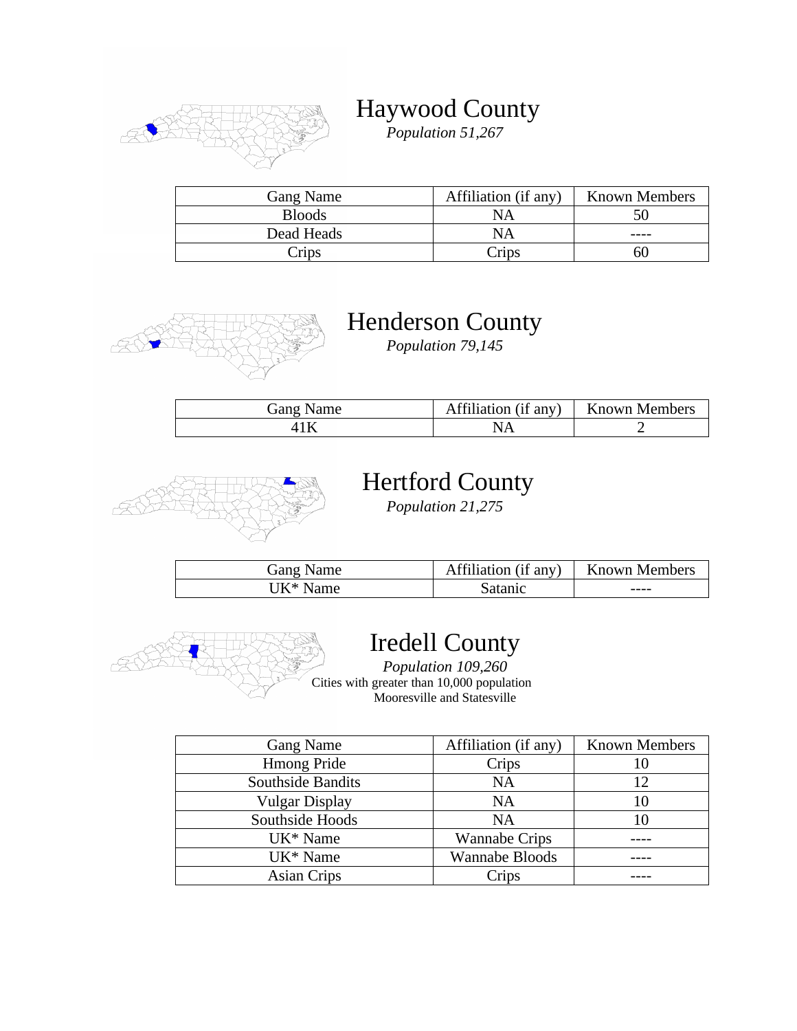## Haywood County

*Population 51,267*

| Gang Name | Affiliation (if any) | Known Members |
|---|---|---|
| Bloods | NA | 50 |
| Dead Heads | NA | ---- |
| Crips | Crips | 60 |

## Henderson County

*Population 79,145*

| Gang Name | Affiliation (if any) | Known Members |
|---|---|---|
| 41K | NA | 2 |

## Hertford County

*Population 21,275*

| Gang Name | Affiliation (if any) | Known Members |
|---|---|---|
| UK* Name | Satanic | ---- |

## Iredell County

*Population 109,260*

Cities with greater than 10,000 population
Mooresville and Statesville

| Gang Name | Affiliation (if any) | Known Members |
|---|---|---|
| Hmong Pride | Crips | 10 |
| Southside Bandits | NA | 12 |
| Vulgar Display | NA | 10 |
| Southside Hoods | NA | 10 |
| UK* Name | Wannabe Crips | ---- |
| UK* Name | Wannabe Bloods | ---- |
| Asian Crips | Crips | ---- |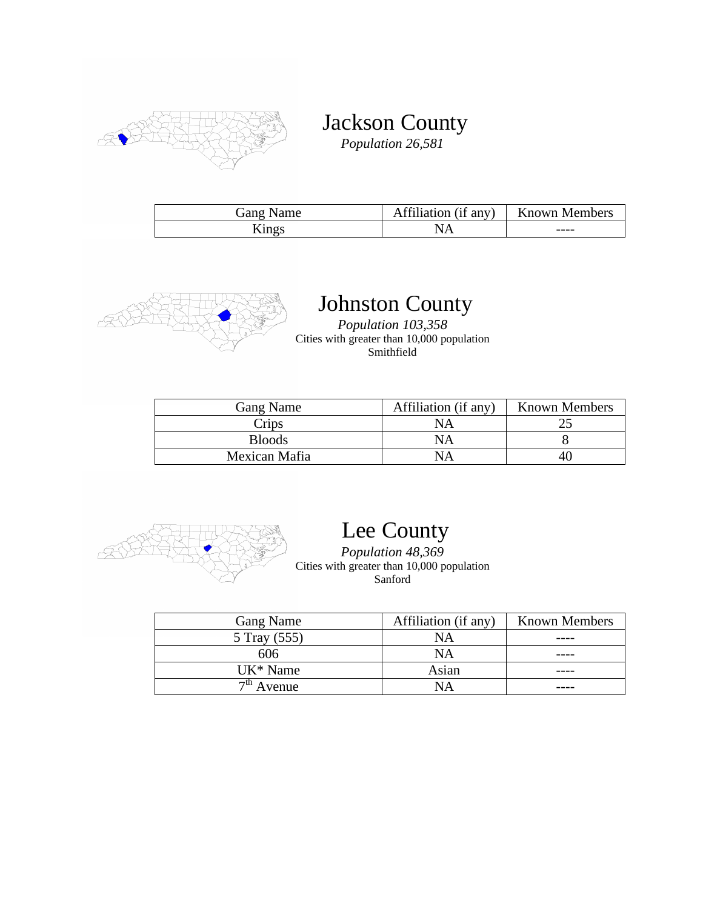## Jackson County

*Population 26,581*

| Gang Name | Affiliation (if any) | Known Members |
|---|---|---|
| Kings | NA | ---- |

## Johnston County

*Population 103,358*

Cities with greater than 10,000 population

Smithfield

| Gang Name | Affiliation (if any) | Known Members |
|---|---|---|
| Crips | NA | 25 |
| Bloods | NA | 8 |
| Mexican Mafia | NA | 40 |

## Lee County

*Population 48,369*

Cities with greater than 10,000 population

Sanford

| Gang Name | Affiliation (if any) | Known Members |
|---|---|---|
| 5 Tray (555) | NA | ---- |
| 606 | NA | ---- |
| UK* Name | Asian | ---- |
| 7th Avenue | NA | ---- |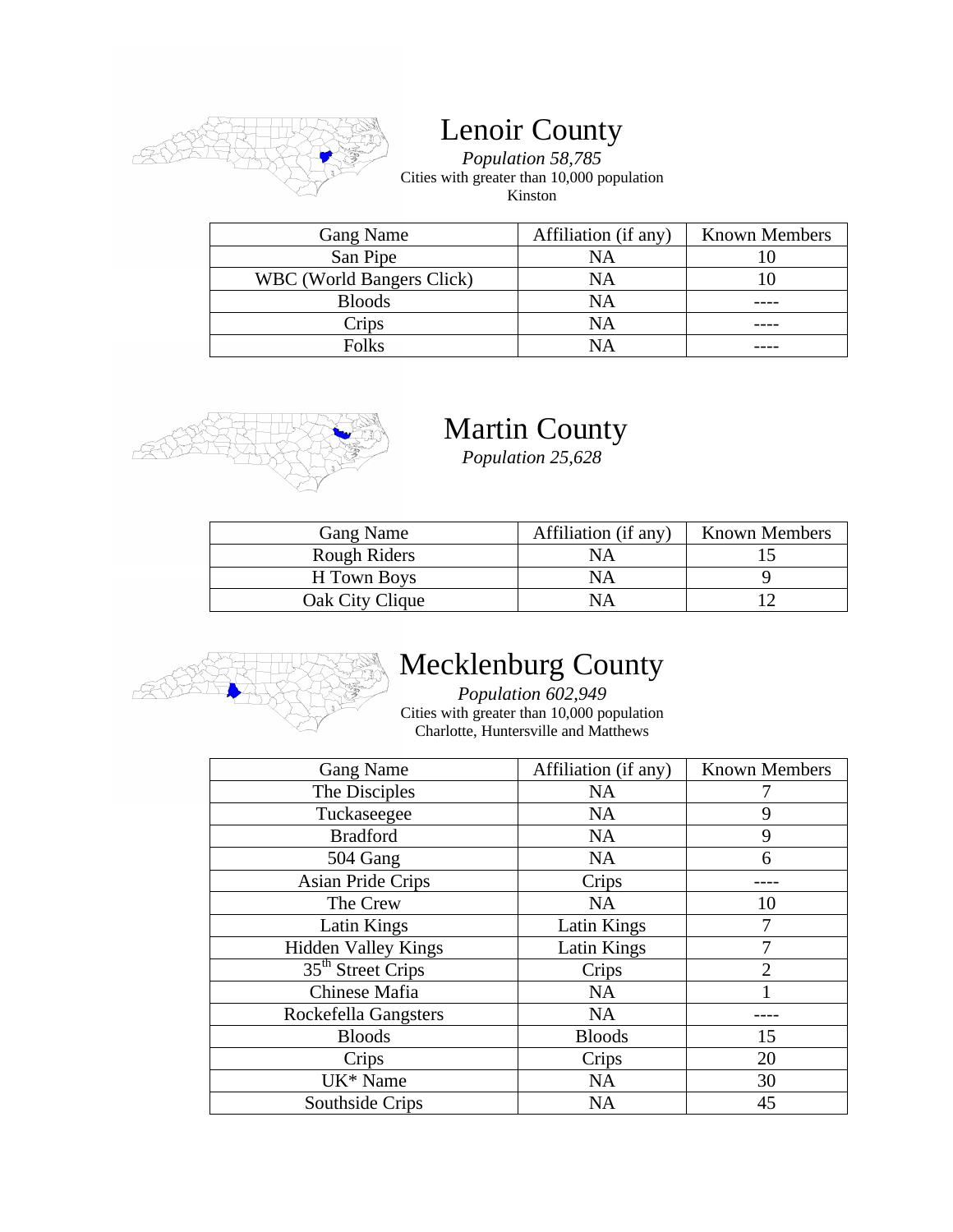# Lenoir County

*Population 58,785*

Cities with greater than 10,000 population

Kinston

| Gang Name | Affiliation (if any) | Known Members |
|---|---|---|
| San Pipe | NA | 10 |
| WBC (World Bangers Click) | NA | 10 |
| Bloods | NA | ---- |
| Crips | NA | ---- |
| Folks | NA | ---- |

# Martin County

*Population 25,628*

| Gang Name | Affiliation (if any) | Known Members |
|---|---|---|
| Rough Riders | NA | 15 |
| H Town Boys | NA | 9 |
| Oak City Clique | NA | 12 |

# Mecklenburg County

*Population 602,949*

Cities with greater than 10,000 population

Charlotte, Huntersville and Matthews

| Gang Name | Affiliation (if any) | Known Members |
|---|---|---|
| The Disciples | NA | 7 |
| Tuckaseegee | NA | 9 |
| Bradford | NA | 9 |
| 504 Gang | NA | 6 |
| Asian Pride Crips | Crips | ---- |
| The Crew | NA | 10 |
| Latin Kings | Latin Kings | 7 |
| Hidden Valley Kings | Latin Kings | 7 |
| 35th Street Crips | Crips | 2 |
| Chinese Mafia | NA | 1 |
| Rockefella Gangsters | NA | ---- |
| Bloods | Bloods | 15 |
| Crips | Crips | 20 |
| UK* Name | NA | 30 |
| Southside Crips | NA | 45 |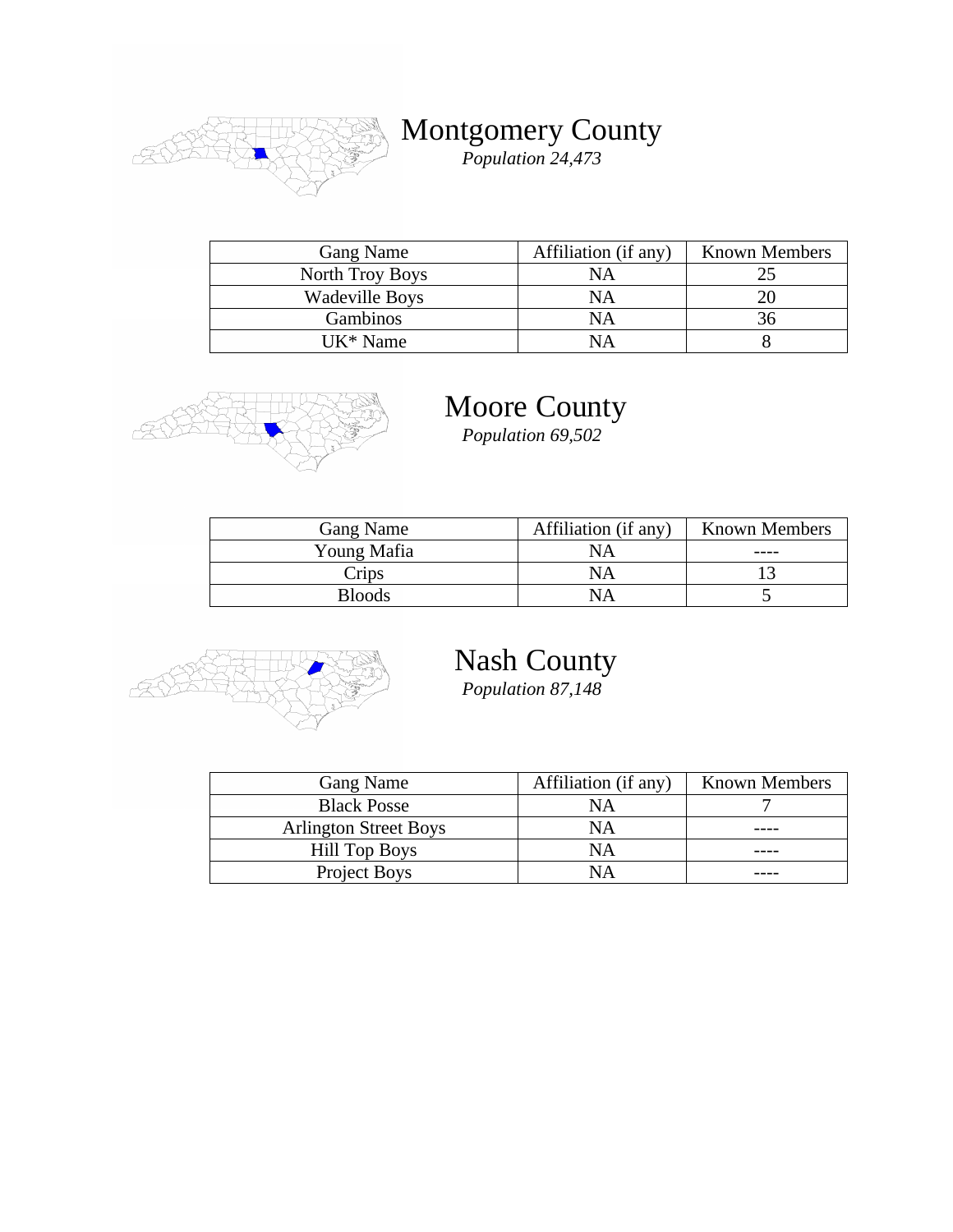## Montgomery County

*Population 24,473*

| Gang Name | Affiliation (if any) | Known Members |
| --- | --- | --- |
| North Troy Boys | NA | 25 |
| Wadeville Boys | NA | 20 |
| Gambinos | NA | 36 |
| UK* Name | NA | 8 |

## Moore County

*Population 69,502*

| Gang Name | Affiliation (if any) | Known Members |
| --- | --- | --- |
| Young Mafia | NA | ---- |
| Crips | NA | 13 |
| Bloods | NA | 5 |

## Nash County

*Population 87,148*

| Gang Name | Affiliation (if any) | Known Members |
| --- | --- | --- |
| Black Posse | NA | 7 |
| Arlington Street Boys | NA | ---- |
| Hill Top Boys | NA | ---- |
| Project Boys | NA | ---- |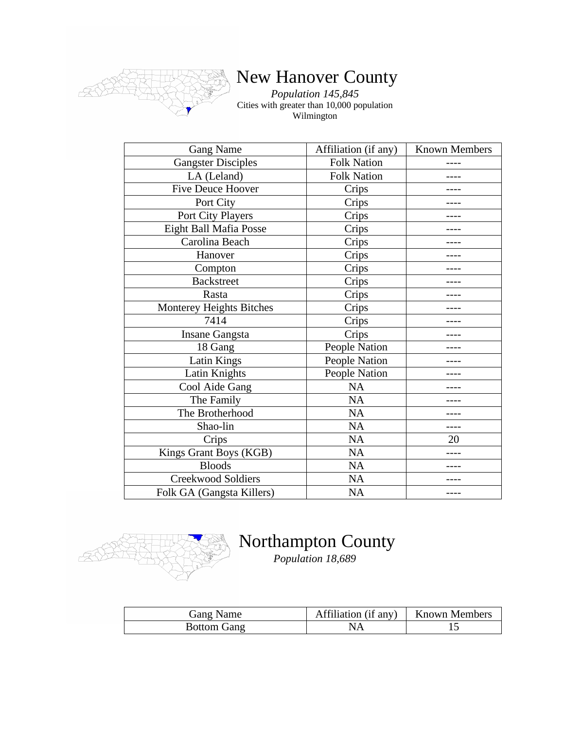# New Hanover County

*Population 145,845*

Cities with greater than 10,000 population

Wilmington

| Gang Name | Affiliation (if any) | Known Members |
|---|---|---|
| Gangster Disciples | Folk Nation | ---- |
| LA (Leland) | Folk Nation | ---- |
| Five Deuce Hoover | Crips | ---- |
| Port City | Crips | ---- |
| Port City Players | Crips | ---- |
| Eight Ball Mafia Posse | Crips | ---- |
| Carolina Beach | Crips | ---- |
| Hanover | Crips | ---- |
| Compton | Crips | ---- |
| Backstreet | Crips | ---- |
| Rasta | Crips | ---- |
| Monterey Heights Bitches | Crips | ---- |
| 7414 | Crips | ---- |
| Insane Gangsta | Crips | ---- |
| 18 Gang | People Nation | ---- |
| Latin Kings | People Nation | ---- |
| Latin Knights | People Nation | ---- |
| Cool Aide Gang | NA | ---- |
| The Family | NA | ---- |
| The Brotherhood | NA | ---- |
| Shao-lin | NA | ---- |
| Crips | NA | 20 |
| Kings Grant Boys (KGB) | NA | ---- |
| Bloods | NA | ---- |
| Creekwood Soldiers | NA | ---- |
| Folk GA (Gangsta Killers) | NA | ---- |

# Northampton County

*Population 18,689*

| Gang Name | Affiliation (if any) | Known Members |
|---|---|---|
| Bottom Gang | NA | 15 |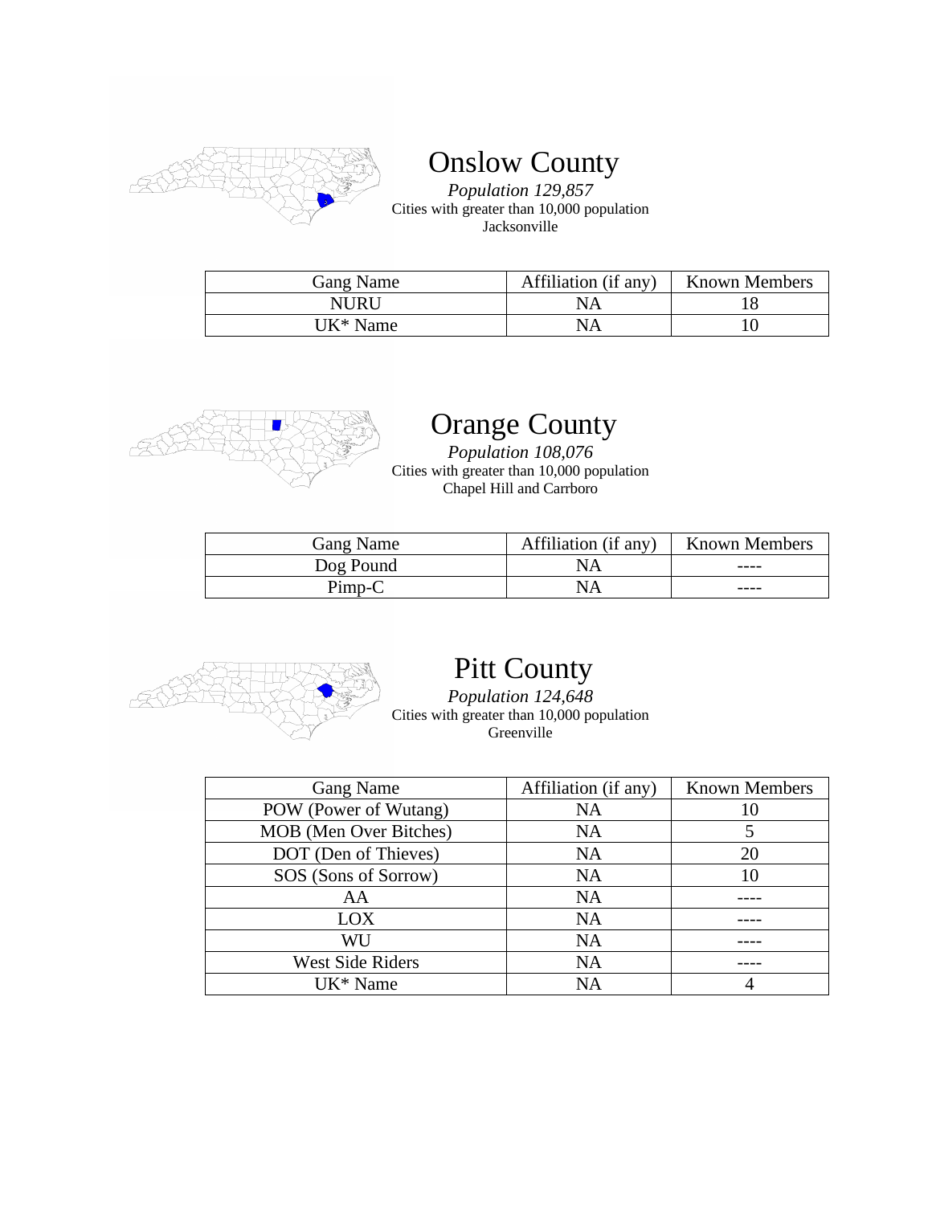## Onslow County

*Population 129,857*
Cities with greater than 10,000 population
Jacksonville

| Gang Name | Affiliation (if any) | Known Members |
|---|---|---|
| NURU | NA | 18 |
| UK* Name | NA | 10 |

## Orange County

*Population 108,076*
Cities with greater than 10,000 population
Chapel Hill and Carrboro

| Gang Name | Affiliation (if any) | Known Members |
|---|---|---|
| Dog Pound | NA | ---- |
| Pimp-C | NA | ---- |

## Pitt County

*Population 124,648*
Cities with greater than 10,000 population
Greenville

| Gang Name | Affiliation (if any) | Known Members |
|---|---|---|
| POW (Power of Wutang) | NA | 10 |
| MOB (Men Over Bitches) | NA | 5 |
| DOT (Den of Thieves) | NA | 20 |
| SOS (Sons of Sorrow) | NA | 10 |
| AA | NA | ---- |
| LOX | NA | ---- |
| WU | NA | ---- |
| West Side Riders | NA | ---- |
| UK* Name | NA | 4 |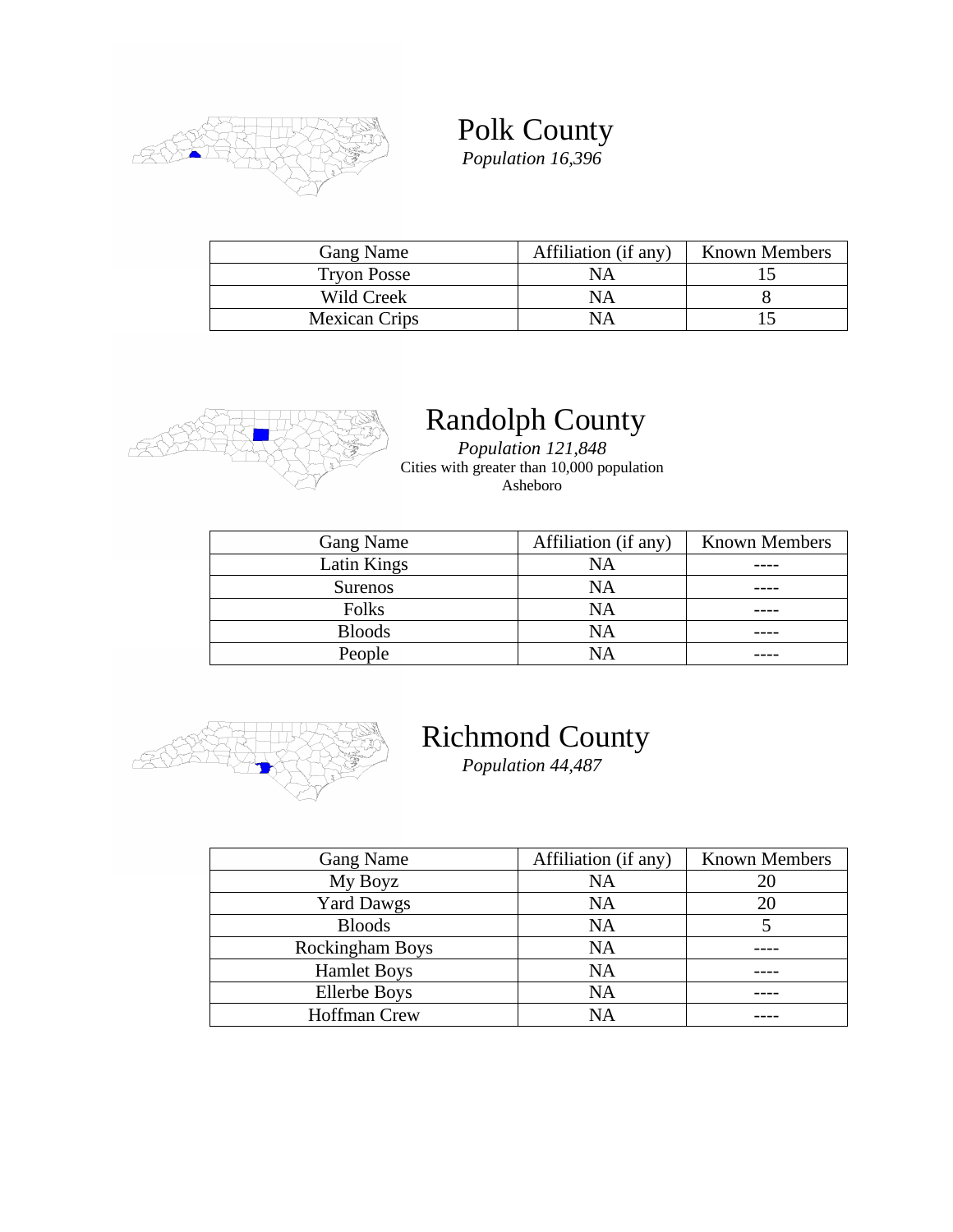## Polk County

*Population 16,396*

| Gang Name | Affiliation (if any) | Known Members |
| --- | --- | --- |
| Tryon Posse | NA | 15 |
| Wild Creek | NA | 8 |
| Mexican Crips | NA | 15 |

## Randolph County

*Population 121,848*

Cities with greater than 10,000 population

Asheboro

| Gang Name | Affiliation (if any) | Known Members |
| --- | --- | --- |
| Latin Kings | NA | ---- |
| Surenos | NA | ---- |
| Folks | NA | ---- |
| Bloods | NA | ---- |
| People | NA | ---- |

## Richmond County

*Population 44,487*

| Gang Name | Affiliation (if any) | Known Members |
| --- | --- | --- |
| My Boyz | NA | 20 |
| Yard Dawgs | NA | 20 |
| Bloods | NA | 5 |
| Rockingham Boys | NA | ---- |
| Hamlet Boys | NA | ---- |
| Ellerbe Boys | NA | ---- |
| Hoffman Crew | NA | ---- |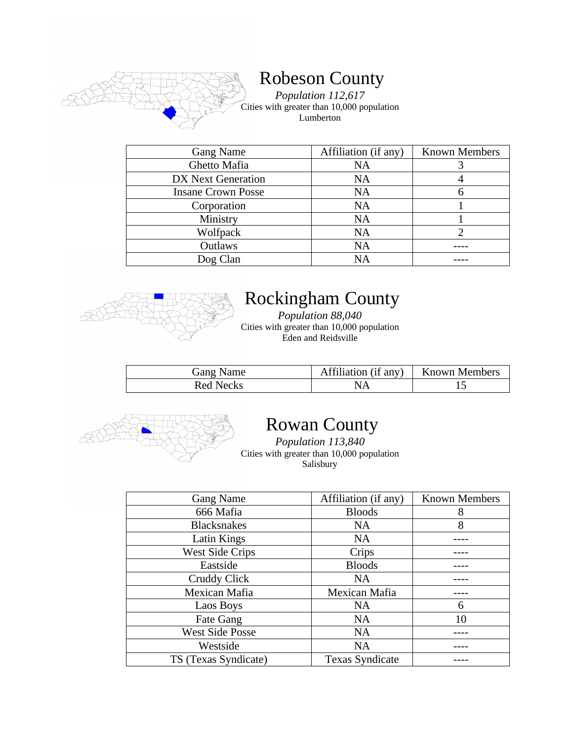# Robeson County

*Population 112,617*

Cities with greater than 10,000 population

Lumberton

| Gang Name | Affiliation (if any) | Known Members |
|---|---|---|
| Ghetto Mafia | NA | 3 |
| DX Next Generation | NA | 4 |
| Insane Crown Posse | NA | 6 |
| Corporation | NA | 1 |
| Ministry | NA | 1 |
| Wolfpack | NA | 2 |
| Outlaws | NA | ---- |
| Dog Clan | NA | ---- |

# Rockingham County

*Population 88,040*

Cities with greater than 10,000 population

Eden and Reidsville

| Gang Name | Affiliation (if any) | Known Members |
|---|---|---|
| Red Necks | NA | 15 |

# Rowan County

*Population 113,840*

Cities with greater than 10,000 population

Salisbury

| Gang Name | Affiliation (if any) | Known Members |
|---|---|---|
| 666 Mafia | Bloods | 8 |
| Blacksnakes | NA | 8 |
| Latin Kings | NA | ---- |
| West Side Crips | Crips | ---- |
| Eastside | Bloods | ---- |
| Cruddy Click | NA | ---- |
| Mexican Mafia | Mexican Mafia | ---- |
| Laos Boys | NA | 6 |
| Fate Gang | NA | 10 |
| West Side Posse | NA | ---- |
| Westside | NA | ---- |
| TS (Texas Syndicate) | Texas Syndicate | ---- |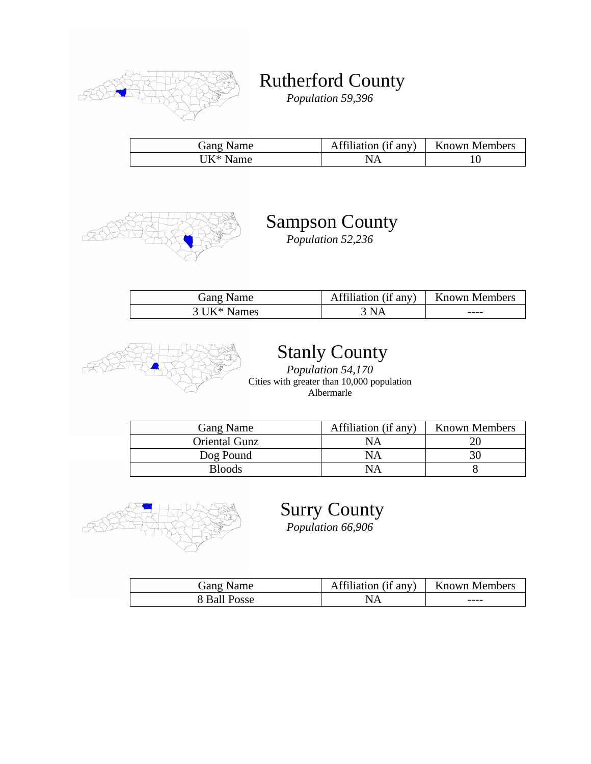## Rutherford County

*Population 59,396*

| Gang Name | Affiliation (if any) | Known Members |
|---|---|---|
| UK* Name | NA | 10 |

## Sampson County

*Population 52,236*

| Gang Name | Affiliation (if any) | Known Members |
|---|---|---|
| 3 UK* Names | 3 NA | ---- |

## Stanly County

*Population 54,170*

Cities with greater than 10,000 population

Albermarle

| Gang Name | Affiliation (if any) | Known Members |
|---|---|---|
| Oriental Gunz | NA | 20 |
| Dog Pound | NA | 30 |
| Bloods | NA | 8 |

## Surry County

*Population 66,906*

| Gang Name | Affiliation (if any) | Known Members |
|---|---|---|
| 8 Ball Posse | NA | ---- |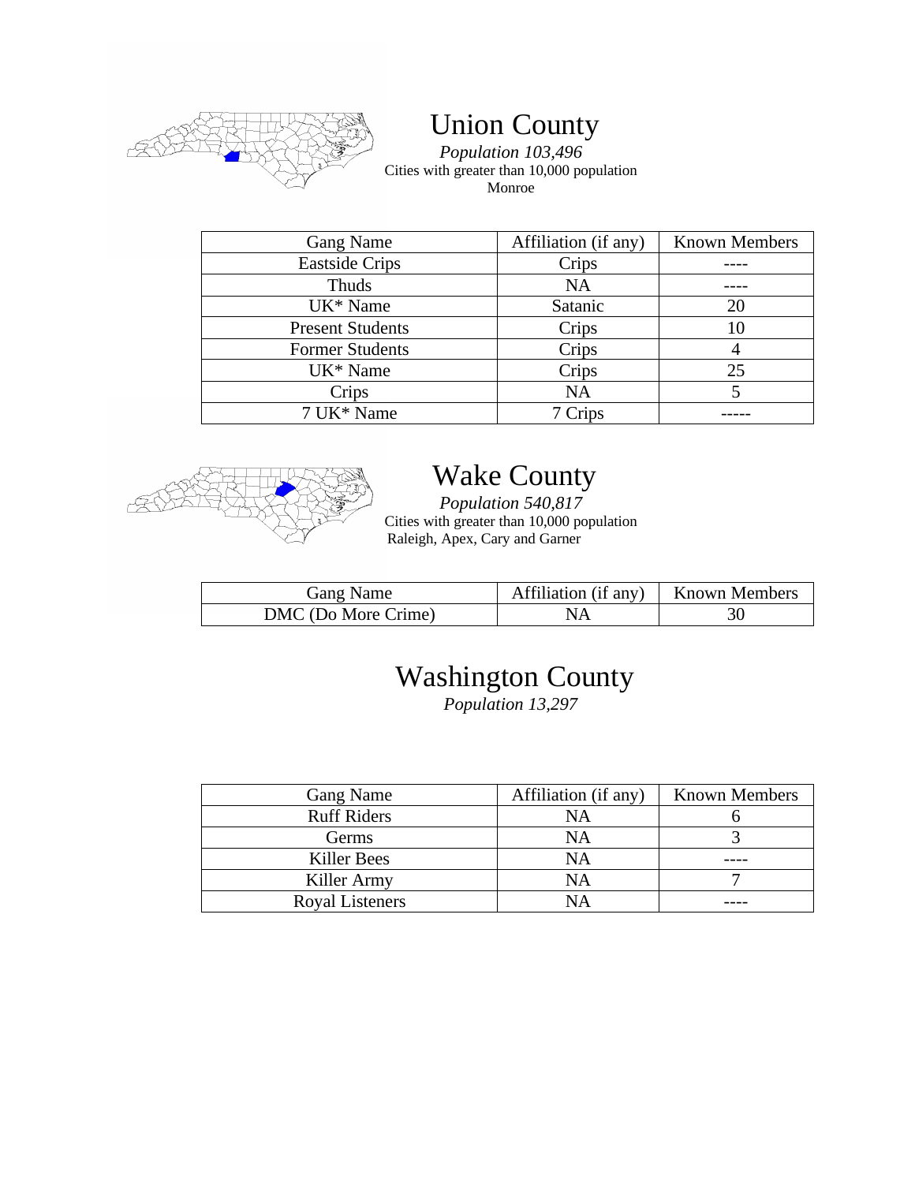# Union County

*Population 103,496*

Cities with greater than 10,000 population

Monroe

| Gang Name | Affiliation (if any) | Known Members |
|---|---|---|
| Eastside Crips | Crips | ---- |
| Thuds | NA | ---- |
| UK* Name | Satanic | 20 |
| Present Students | Crips | 10 |
| Former Students | Crips | 4 |
| UK* Name | Crips | 25 |
| Crips | NA | 5 |
| 7 UK* Name | 7 Crips | ----- |

# Wake County

*Population 540,817*

Cities with greater than 10,000 population

Raleigh, Apex, Cary and Garner

| Gang Name | Affiliation (if any) | Known Members |
|---|---|---|
| DMC (Do More Crime) | NA | 30 |

# Washington County

*Population 13,297*

| Gang Name | Affiliation (if any) | Known Members |
|---|---|---|
| Ruff Riders | NA | 6 |
| Germs | NA | 3 |
| Killer Bees | NA | ---- |
| Killer Army | NA | 7 |
| Royal Listeners | NA | ---- |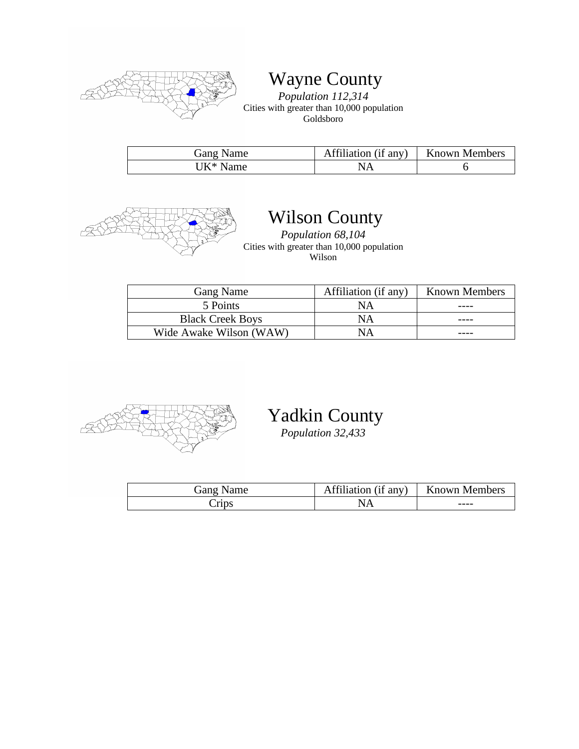# Wayne County

*Population 112,314*

Cities with greater than 10,000 population

Goldsboro

| Gang Name | Affiliation (if any) | Known Members |
|---|---|---|
| UK* Name | NA | 6 |

# Wilson County

*Population 68,104*

Cities with greater than 10,000 population

Wilson

| Gang Name | Affiliation (if any) | Known Members |
|---|---|---|
| 5 Points | NA | ---- |
| Black Creek Boys | NA | ---- |
| Wide Awake Wilson (WAW) | NA | ---- |

# Yadkin County

*Population 32,433*

| Gang Name | Affiliation (if any) | Known Members |
|---|---|---|
| Crips | NA | ---- |